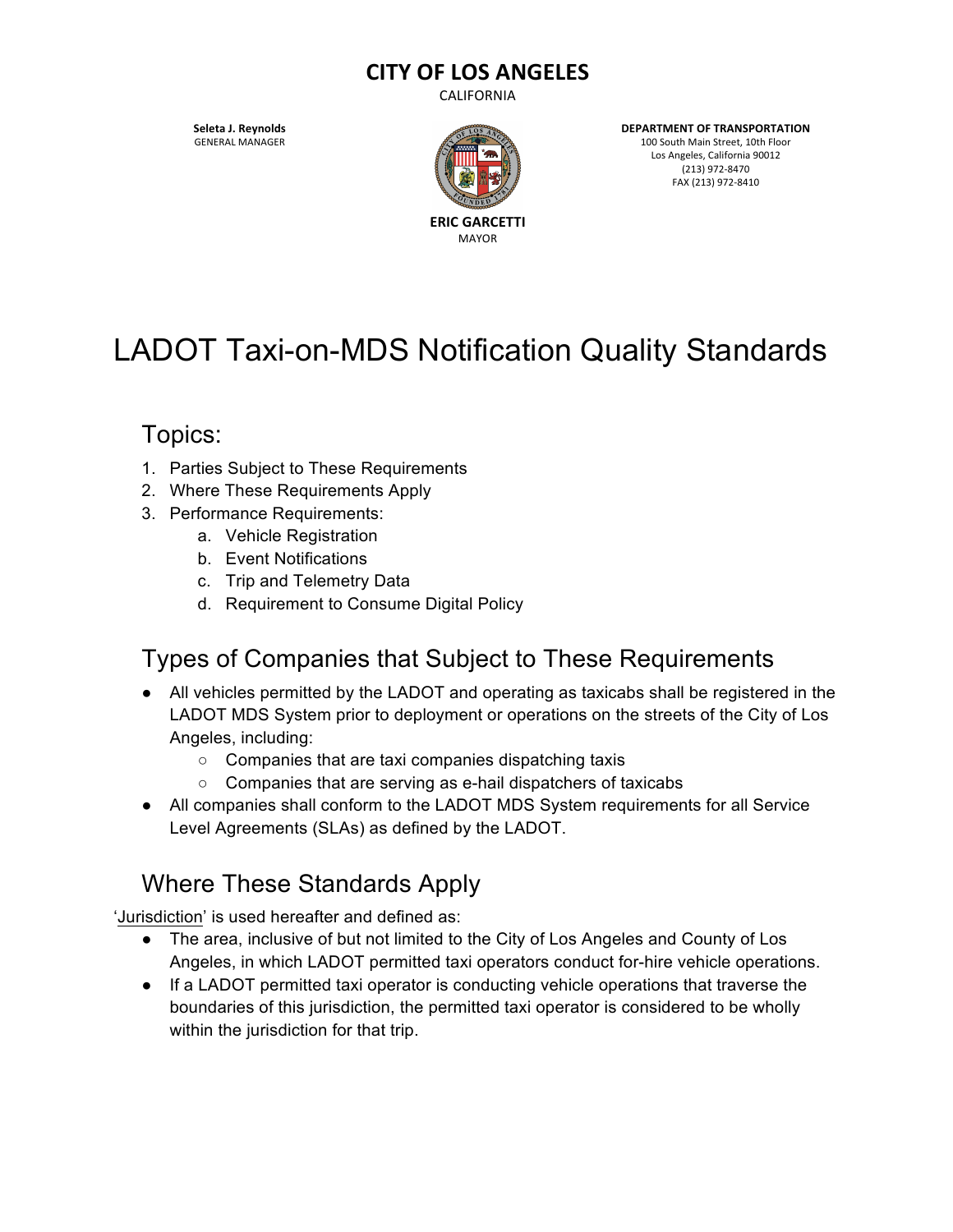**CITY OF LOS ANGELES**
CALIFORNIA

**Seleta J. Reynolds**
GENERAL MANAGER

**ERIC GARCETTI**
MAYOR

**DEPARTMENT OF TRANSPORTATION**
100 South Main Street, 10th Floor
Los Angeles, California 90012
(213) 972-8470
FAX (213) 972-8410

# LADOT Taxi-on-MDS Notification Quality Standards

## Topics:

1. Parties Subject to These Requirements
2. Where These Requirements Apply
3. Performance Requirements:
    a. Vehicle Registration
    b. Event Notifications
    c. Trip and Telemetry Data
    d. Requirement to Consume Digital Policy

## Types of Companies that Subject to These Requirements

- All vehicles permitted by the LADOT and operating as taxicabs shall be registered in the LADOT MDS System prior to deployment or operations on the streets of the City of Los Angeles, including:
    - Companies that are taxi companies dispatching taxis
    - Companies that are serving as e-hail dispatchers of taxicabs
- All companies shall conform to the LADOT MDS System requirements for all Service Level Agreements (SLAs) as defined by the LADOT.

## Where These Standards Apply

'<u>Jurisdiction</u>' is used hereafter and defined as:

- The area, inclusive of but not limited to the City of Los Angeles and County of Los Angeles, in which LADOT permitted taxi operators conduct for-hire vehicle operations.
- If a LADOT permitted taxi operator is conducting vehicle operations that traverse the boundaries of this jurisdiction, the permitted taxi operator is considered to be wholly within the jurisdiction for that trip.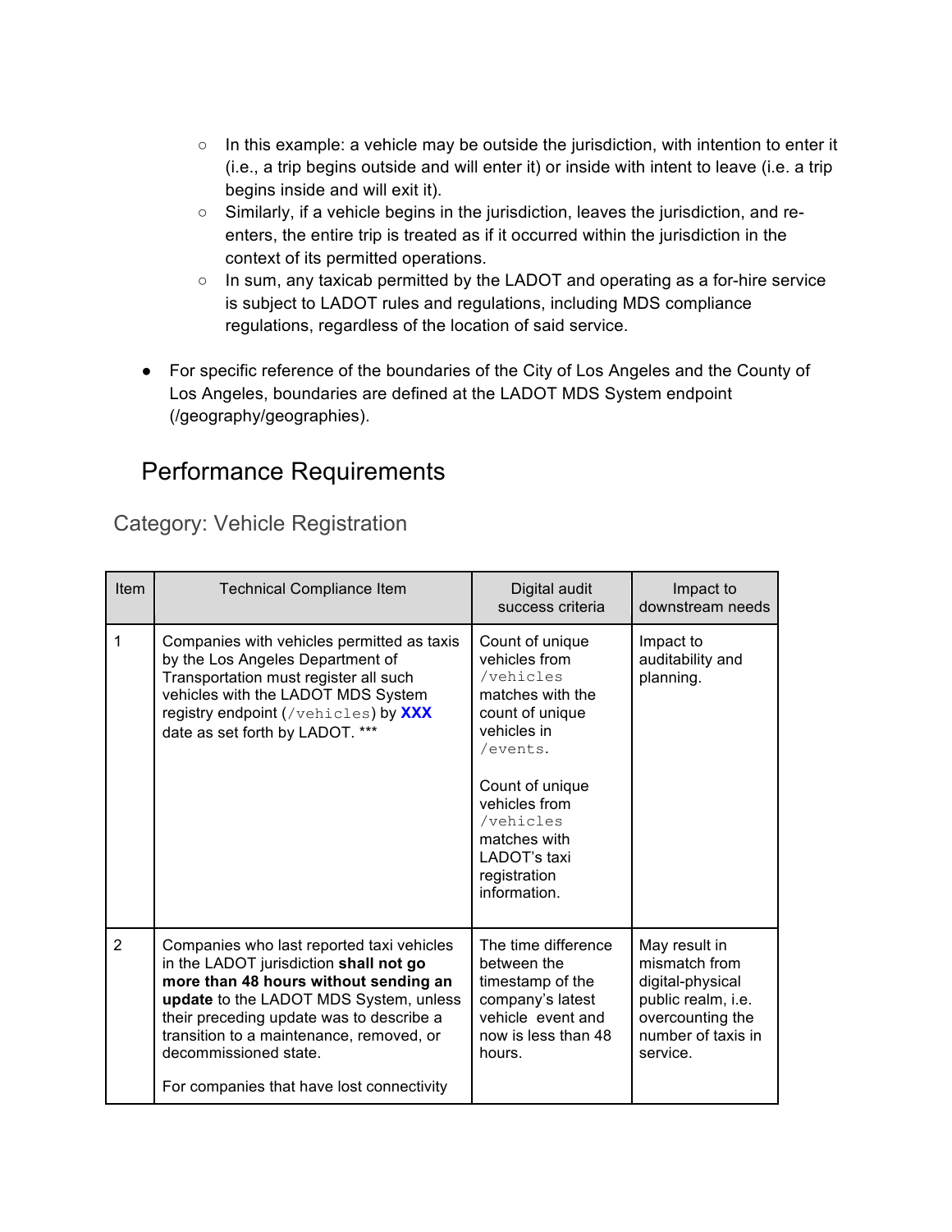- In this example: a vehicle may be outside the jurisdiction, with intention to enter it (i.e., a trip begins outside and will enter it) or inside with intent to leave (i.e. a trip begins inside and will exit it).
  - Similarly, if a vehicle begins in the jurisdiction, leaves the jurisdiction, and re-enters, the entire trip is treated as if it occurred within the jurisdiction in the context of its permitted operations.
  - In sum, any taxicab permitted by the LADOT and operating as a for-hire service is subject to LADOT rules and regulations, including MDS compliance regulations, regardless of the location of said service.

- For specific reference of the boundaries of the City of Los Angeles and the County of Los Angeles, boundaries are defined at the LADOT MDS System endpoint (/geography/geographies).

## Performance Requirements

### Category: Vehicle Registration

| Item | Technical Compliance Item | Digital audit success criteria | Impact to downstream needs |
|---|---|---|---|
| 1 | Companies with vehicles permitted as taxis by the Los Angeles Department of Transportation must register all such vehicles with the LADOT MDS System registry endpoint (`/vehicles`) by **XXX** date as set forth by LADOT. *** | Count of unique vehicles from `/vehicles` matches with the count of unique vehicles in `/events`.<br><br>Count of unique vehicles from `/vehicles` matches with LADOT's taxi registration information. | Impact to auditability and planning. |
| 2 | Companies who last reported taxi vehicles in the LADOT jurisdiction **shall not go more than 48 hours without sending an update** to the LADOT MDS System, unless their preceding update was to describe a transition to a maintenance, removed, or decommissioned state.<br><br>For companies that have lost connectivity | The time difference between the timestamp of the company's latest vehicle event and now is less than 48 hours. | May result in mismatch from digital-physical public realm, i.e. overcounting the number of taxis in service. |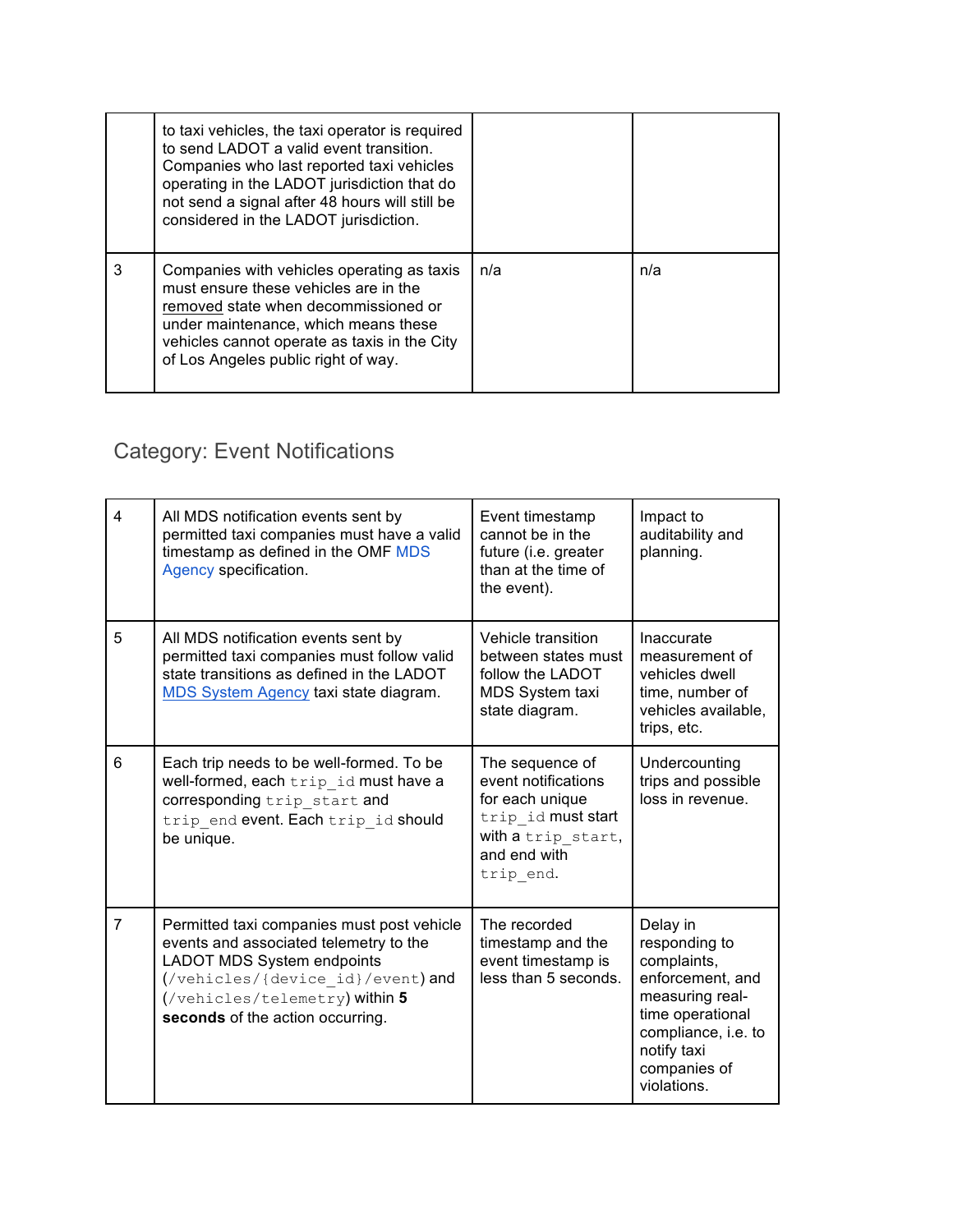| | | | |
|---|---|---|---|
| | to taxi vehicles, the taxi operator is required to send LADOT a valid event transition. Companies who last reported taxi vehicles operating in the LADOT jurisdiction that do not send a signal after 48 hours will still be considered in the LADOT jurisdiction. | | |
| 3 | Companies with vehicles operating as taxis must ensure these vehicles are in the removed state when decommissioned or under maintenance, which means these vehicles cannot operate as taxis in the City of Los Angeles public right of way. | n/a | n/a |

## Category: Event Notifications

| | | | |
|---|---|---|---|
| 4 | All MDS notification events sent by permitted taxi companies must have a valid timestamp as defined in the OMF MDS Agency specification. | Event timestamp cannot be in the future (i.e. greater than at the time of the event). | Impact to auditability and planning. |
| 5 | All MDS notification events sent by permitted taxi companies must follow valid state transitions as defined in the LADOT MDS System Agency taxi state diagram. | Vehicle transition between states must follow the LADOT MDS System taxi state diagram. | Inaccurate measurement of vehicles dwell time, number of vehicles available, trips, etc. |
| 6 | Each trip needs to be well-formed. To be well-formed, each `trip_id` must have a corresponding `trip_start` and `trip_end` event. Each `trip_id` should be unique. | The sequence of event notifications for each unique `trip_id` must start with a `trip_start`, and end with `trip_end`. | Undercounting trips and possible loss in revenue. |
| 7 | Permitted taxi companies must post vehicle events and associated telemetry to the LADOT MDS System endpoints (`/vehicles/{device_id}/event`) and (`/vehicles/telemetry`) within **5 seconds** of the action occurring. | The recorded timestamp and the event timestamp is less than 5 seconds. | Delay in responding to complaints, enforcement, and measuring real-time operational compliance, i.e. to notify taxi companies of violations. |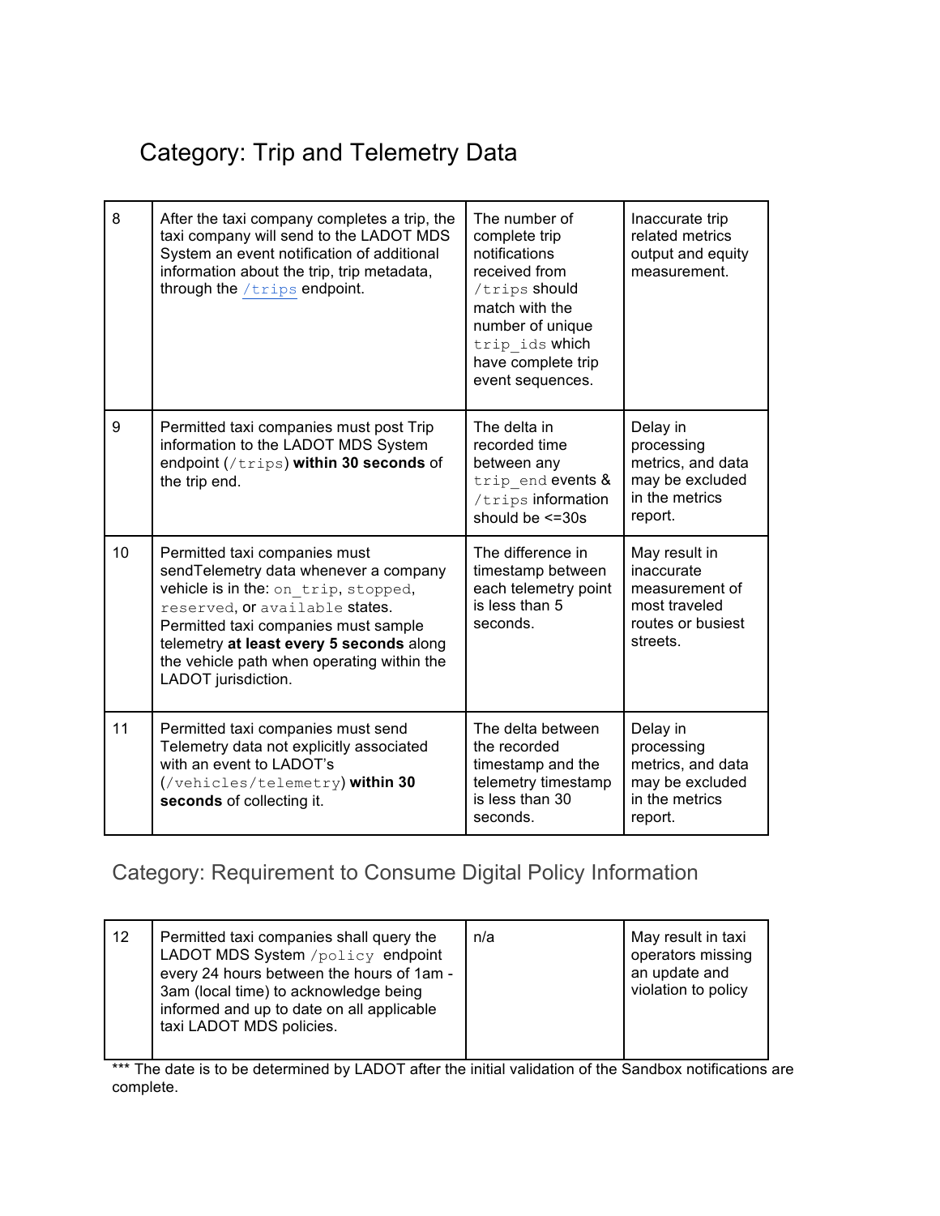# Category: Trip and Telemetry Data

| | | | |
|---|---|---|---|
| 8 | After the taxi company completes a trip, the taxi company will send to the LADOT MDS System an event notification of additional information about the trip, trip metadata, through the `/trips` endpoint. | The number of complete trip notifications received from `/trips` should match with the number of unique `trip_ids` which have complete trip event sequences. | Inaccurate trip related metrics output and equity measurement. |
| 9 | Permitted taxi companies must post Trip information to the LADOT MDS System endpoint (`/trips`) **within 30 seconds** of the trip end. | The delta in recorded time between any `trip_end` events & `/trips` information should be <=30s | Delay in processing metrics, and data may be excluded in the metrics report. |
| 10 | Permitted taxi companies must sendTelemetry data whenever a company vehicle is in the: `on_trip`, `stopped`, `reserved`, or `available` states. Permitted taxi companies must sample telemetry **at least every 5 seconds** along the vehicle path when operating within the LADOT jurisdiction. | The difference in timestamp between each telemetry point is less than 5 seconds. | May result in inaccurate measurement of most traveled routes or busiest streets. |
| 11 | Permitted taxi companies must send Telemetry data not explicitly associated with an event to LADOT's (`/vehicles/telemetry`) **within 30 seconds** of collecting it. | The delta between the recorded timestamp and the telemetry timestamp is less than 30 seconds. | Delay in processing metrics, and data may be excluded in the metrics report. |

## Category: Requirement to Consume Digital Policy Information

| | | | |
|---|---|---|---|
| 12 | Permitted taxi companies shall query the LADOT MDS System `/policy` endpoint every 24 hours between the hours of 1am - 3am (local time) to acknowledge being informed and up to date on all applicable taxi LADOT MDS policies. | n/a | May result in taxi operators missing an update and violation to policy |

*** The date is to be determined by LADOT after the initial validation of the Sandbox notifications are complete.